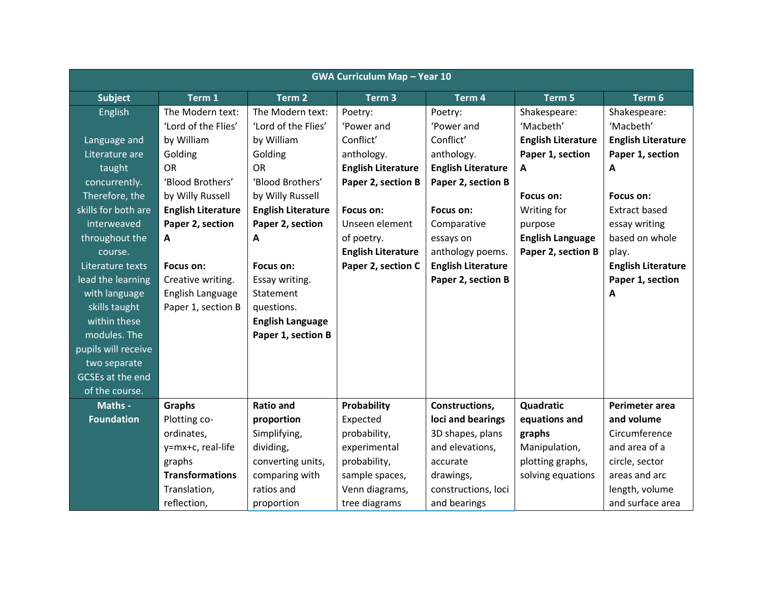| GWA Curriculum Map – Year 10 | | | | | | |
|---|---|---|---|---|---|---|
| **Subject** | **Term 1** | **Term 2** | **Term 3** | **Term 4** | **Term 5** | **Term 6** |
| English<br><br>Language and Literature are taught concurrently. Therefore, the skills for both are interweaved throughout the course. Literature texts lead the learning with language skills taught within these modules. The pupils will receive two separate GCSEs at the end of the course. | The Modern text: 'Lord of the Flies' by William Golding<br>OR<br>'Blood Brothers' by Willy Russell<br>**English Literature Paper 2, section A**<br><br>**Focus on:**<br>Creative writing.<br>English Language Paper 1, section B | The Modern text: 'Lord of the Flies' by William Golding<br>OR<br>'Blood Brothers' by Willy Russell<br>**English Literature Paper 2, section A**<br><br>**Focus on:**<br>Essay writing.<br>Statement questions.<br>**English Language Paper 1, section B** | Poetry:<br>'Power and Conflict' anthology.<br>**English Literature Paper 2, section B**<br><br>**Focus on:**<br>Unseen element of poetry.<br>**English Literature Paper 2, section C** | Poetry:<br>'Power and Conflict' anthology.<br>**English Literature Paper 2, section B**<br><br>**Focus on:**<br>Comparative essays on anthology poems.<br>**English Literature Paper 2, section B** | Shakespeare:<br>'Macbeth'<br>**English Literature Paper 1, section A**<br><br>**Focus on:**<br>Writing for purpose<br>**English Language Paper 2, section B** | Shakespeare:<br>'Macbeth'<br>**English Literature Paper 1, section A**<br><br>**Focus on:**<br>Extract based essay writing based on whole play.<br>**English Literature Paper 1, section A** |
| **Maths - Foundation** | **Graphs**<br>Plotting co-ordinates, y=mx+c, real-life graphs<br>**Transformations**<br>Translation, reflection, | **Ratio and proportion**<br>Simplifying, dividing, converting units, comparing with ratios and proportion | **Probability**<br>Expected probability, experimental probability, sample spaces, Venn diagrams, tree diagrams | **Constructions, loci and bearings**<br>3D shapes, plans and elevations, accurate drawings, constructions, loci and bearings | **Quadratic equations and graphs**<br>Manipulation, plotting graphs, solving equations | **Perimeter area and volume**<br>Circumference and area of a circle, sector areas and arc length, volume and surface area |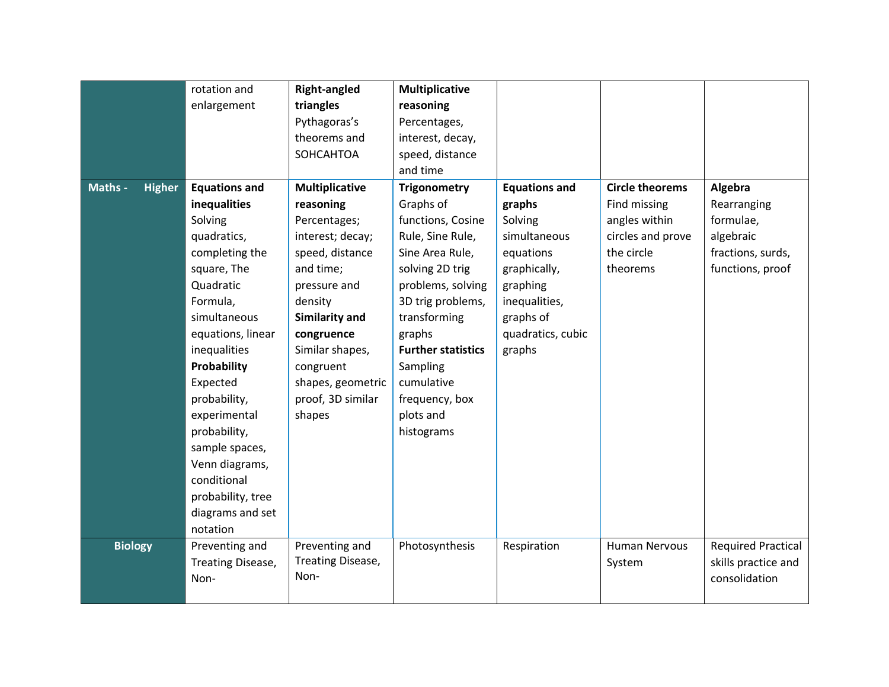| | | | | | | |
|---|---|---|---|---|---|---|
| | rotation and enlargement | **Right-angled triangles** Pythagoras's theorems and SOHCAHTOA | **Multiplicative reasoning** Percentages, interest, decay, speed, distance and time | | | |
| **Maths - Higher** | **Equations and inequalities** Solving quadratics, completing the square, The Quadratic Formula, simultaneous equations, linear inequalities **Probability** Expected probability, experimental probability, sample spaces, Venn diagrams, conditional probability, tree diagrams and set notation | **Multiplicative reasoning** Percentages; interest; decay; speed, distance and time; pressure and density **Similarity and congruence** Similar shapes, congruent shapes, geometric proof, 3D similar shapes | **Trigonometry** Graphs of functions, Cosine Rule, Sine Rule, Sine Area Rule, solving 2D trig problems, solving 3D trig problems, transforming graphs **Further statistics** Sampling cumulative frequency, box plots and histograms | **Equations and graphs** Solving simultaneous equations graphically, graphing inequalities, graphs of quadratics, cubic graphs | **Circle theorems** Find missing angles within circles and prove the circle theorems | **Algebra** Rearranging formulae, algebraic fractions, surds, functions, proof |
| **Biology** | Preventing and Treating Disease, Non- | Preventing and Treating Disease, Non- | Photosynthesis | Respiration | Human Nervous System | Required Practical skills practice and consolidation |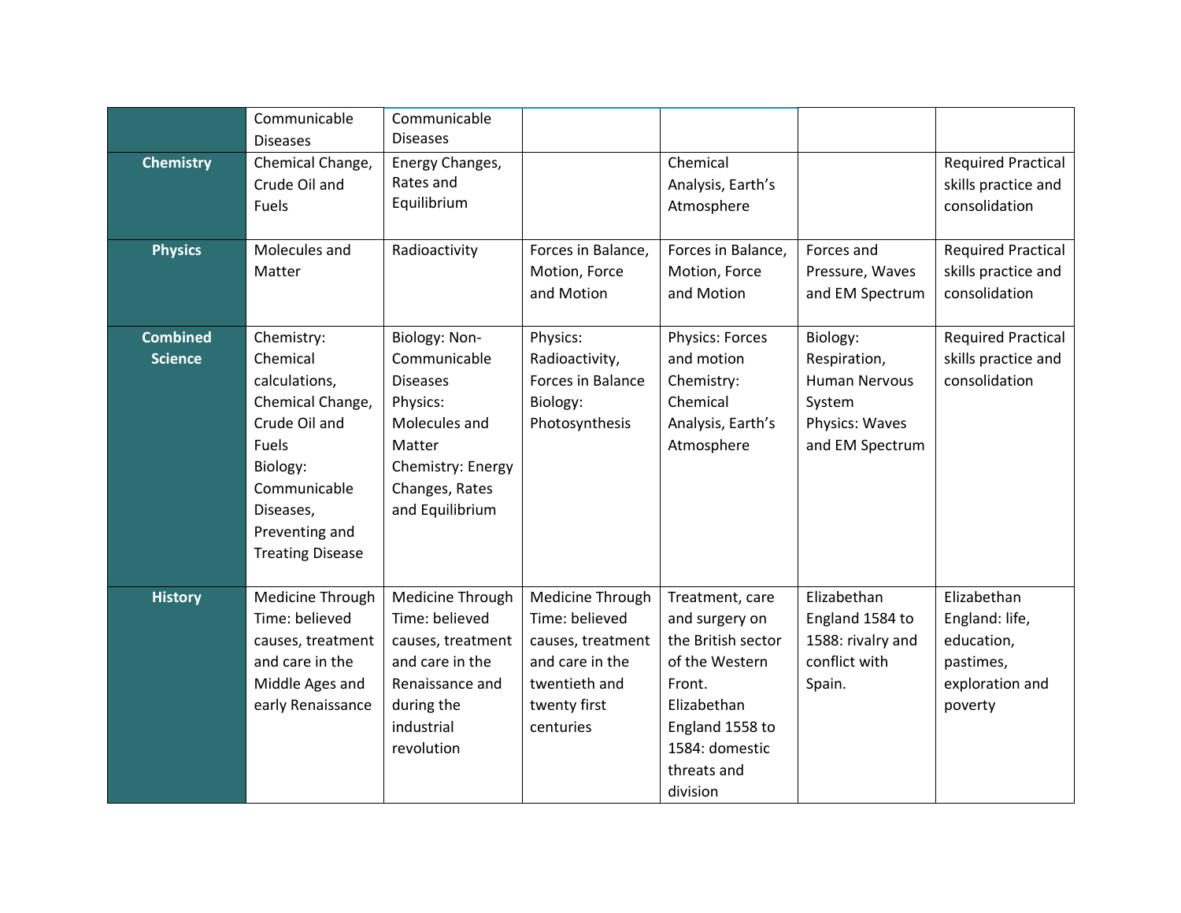| | | | | | | |
|---|---|---|---|---|---|---|
| | Communicable Diseases | Communicable Diseases | | | | |
| **Chemistry** | Chemical Change, Crude Oil and Fuels | Energy Changes, Rates and Equilibrium | | Chemical Analysis, Earth's Atmosphere | | Required Practical skills practice and consolidation |
| **Physics** | Molecules and Matter | Radioactivity | Forces in Balance, Motion, Force and Motion | Forces in Balance, Motion, Force and Motion | Forces and Pressure, Waves and EM Spectrum | Required Practical skills practice and consolidation |
| **Combined Science** | Chemistry: Chemical calculations, Chemical Change, Crude Oil and Fuels Biology: Communicable Diseases, Preventing and Treating Disease | Biology: Non-Communicable Diseases Physics: Molecules and Matter Chemistry: Energy Changes, Rates and Equilibrium | Physics: Radioactivity, Forces in Balance Biology: Photosynthesis | Physics: Forces and motion Chemistry: Chemical Analysis, Earth's Atmosphere | Biology: Respiration, Human Nervous System Physics: Waves and EM Spectrum | Required Practical skills practice and consolidation |
| **History** | Medicine Through Time: believed causes, treatment and care in the Middle Ages and early Renaissance | Medicine Through Time: believed causes, treatment and care in the Renaissance and during the industrial revolution | Medicine Through Time: believed causes, treatment and care in the twentieth and twenty first centuries | Treatment, care and surgery on the British sector of the Western Front. Elizabethan England 1558 to 1584: domestic threats and division | Elizabethan England 1584 to 1588: rivalry and conflict with Spain. | Elizabethan England: life, education, pastimes, exploration and poverty |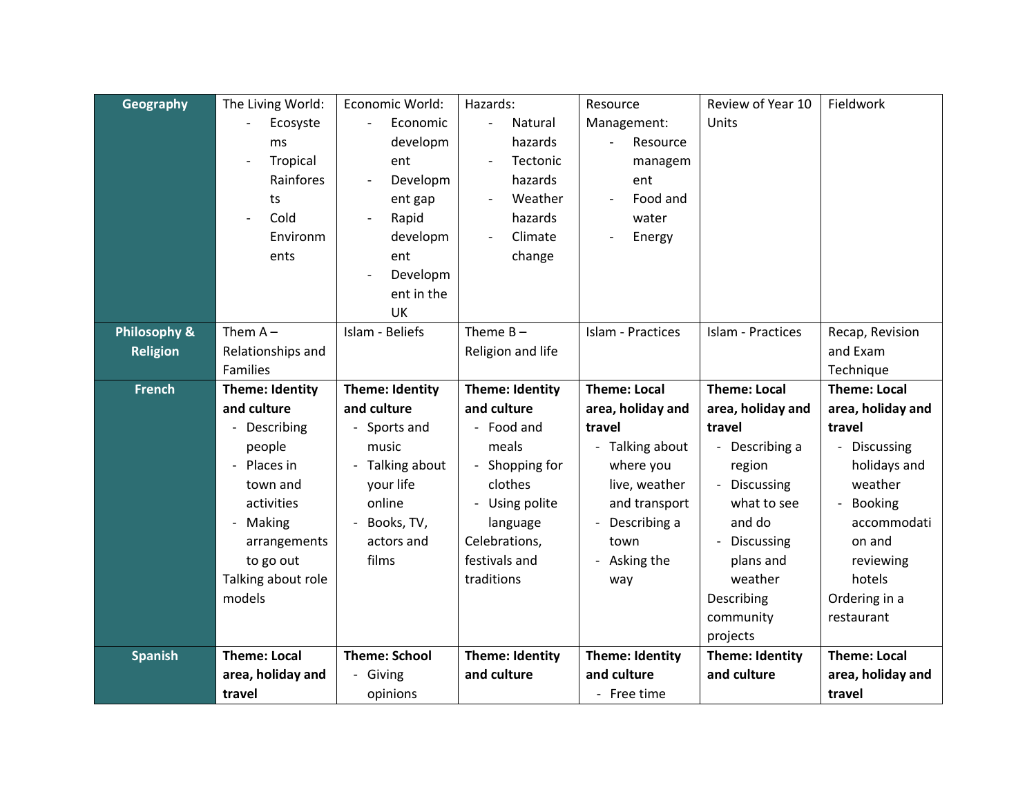| Geography | The Living World:<br>- Ecosystems<br>- Tropical Rainforests<br>- Cold Environments | Economic World:<br>- Economic development<br>- Development gap<br>- Rapid development<br>- Development in the UK | Hazards:<br>- Natural hazards<br>- Tectonic hazards<br>- Weather hazards<br>- Climate change | Resource Management:<br>- Resource management<br>- Food and water<br>- Energy | Review of Year 10 Units | Fieldwork |
|---|---|---|---|---|---|---|
| **Philosophy & Religion** | Them A – Relationships and Families | Islam - Beliefs | Theme B – Religion and life | Islam - Practices | Islam - Practices | Recap, Revision and Exam Technique |
| **French** | **Theme: Identity and culture**<br>- Describing people<br>- Places in town and activities<br>- Making arrangements to go out<br>Talking about role models | **Theme: Identity and culture**<br>- Sports and music<br>- Talking about your life online<br>- Books, TV, actors and films | **Theme: Identity and culture**<br>- Food and meals<br>- Shopping for clothes<br>- Using polite language<br>Celebrations, festivals and traditions | **Theme: Local area, holiday and travel**<br>- Talking about where you live, weather and transport<br>- Describing a town<br>- Asking the way | **Theme: Local area, holiday and travel**<br>- Describing a region<br>- Discussing what to see and do<br>- Discussing plans and weather<br>Describing community projects | **Theme: Local area, holiday and travel**<br>- Discussing holidays and weather<br>- Booking accommodation and reviewing hotels<br>Ordering in a restaurant |
| **Spanish** | **Theme: Local area, holiday and travel** | **Theme: School**<br>- Giving opinions | **Theme: Identity and culture** | **Theme: Identity and culture**<br>- Free time | **Theme: Identity and culture** | **Theme: Local area, holiday and travel** |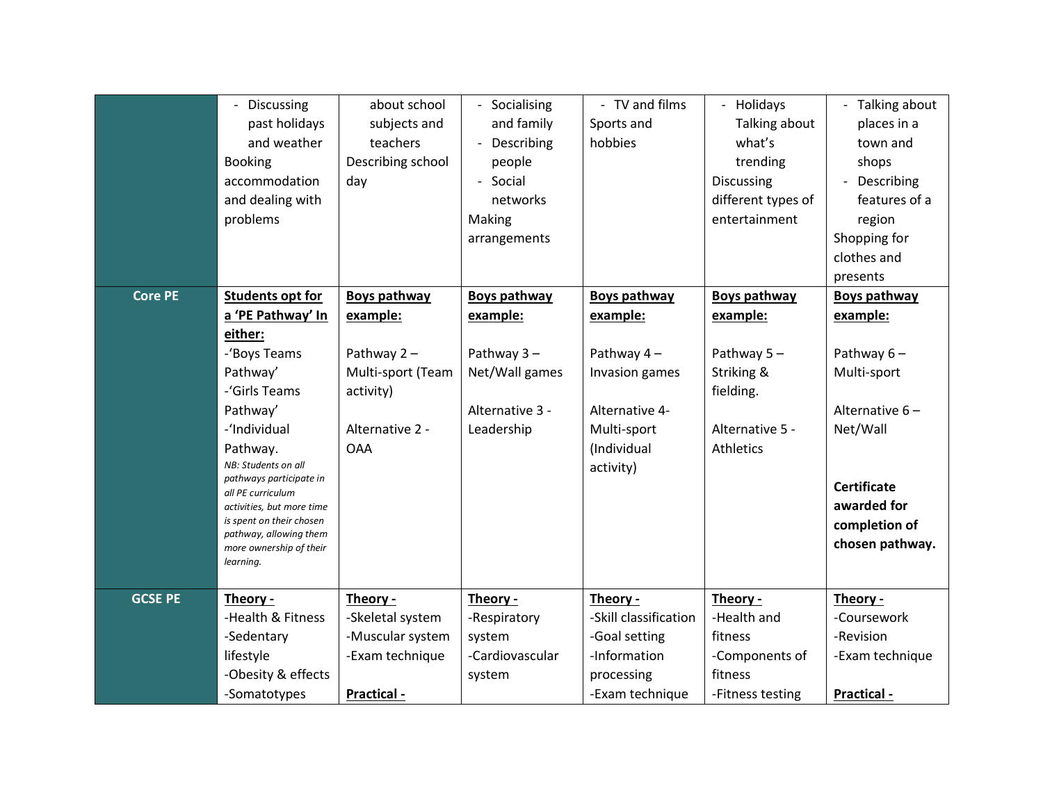| | | | | | | |
|---|---|---|---|---|---|---|
| | - Discussing past holidays and weather<br>Booking accommodation and dealing with problems | about school subjects and teachers<br>Describing school day | - Socialising and family<br>- Describing people<br>- Social networks<br>Making arrangements | - TV and films<br>Sports and hobbies | - Holidays<br>Talking about what's trending<br>Discussing different types of entertainment | - Talking about places in a town and shops<br>- Describing features of a region<br>Shopping for clothes and presents |
| **Core PE** | **Students opt for a 'PE Pathway' In either:**<br>-'Boys Teams Pathway'<br>-'Girls Teams Pathway'<br>-'Individual Pathway.<br>*NB: Students on all pathways participate in all PE curriculum activities, but more time is spent on their chosen pathway, allowing them more ownership of their learning.* | **Boys pathway example:**<br><br>Pathway 2 – Multi-sport (Team activity)<br><br>Alternative 2 - OAA | **Boys pathway example:**<br><br>Pathway 3 – Net/Wall games<br><br>Alternative 3 - Leadership | **Boys pathway example:**<br><br>Pathway 4 – Invasion games<br><br>Alternative 4- Multi-sport (Individual activity) | **Boys pathway example:**<br><br>Pathway 5 – Striking & fielding.<br><br>Alternative 5 - Athletics | **Boys pathway example:**<br><br>Pathway 6 – Multi-sport<br><br>Alternative 6 – Net/Wall<br><br>**Certificate awarded for completion of chosen pathway.** |
| **GCSE PE** | **Theory -**<br>-Health & Fitness<br>-Sedentary lifestyle<br>-Obesity & effects<br>-Somatotypes | **Theory -**<br>-Skeletal system<br>-Muscular system<br>-Exam technique<br><br>**Practical -** | **Theory -**<br>-Respiratory system<br>-Cardiovascular system | **Theory -**<br>-Skill classification<br>-Goal setting<br>-Information processing<br>-Exam technique | **Theory -**<br>-Health and fitness<br>-Components of fitness<br>-Fitness testing | **Theory -**<br>-Coursework<br>-Revision<br>-Exam technique<br><br>**Practical -** |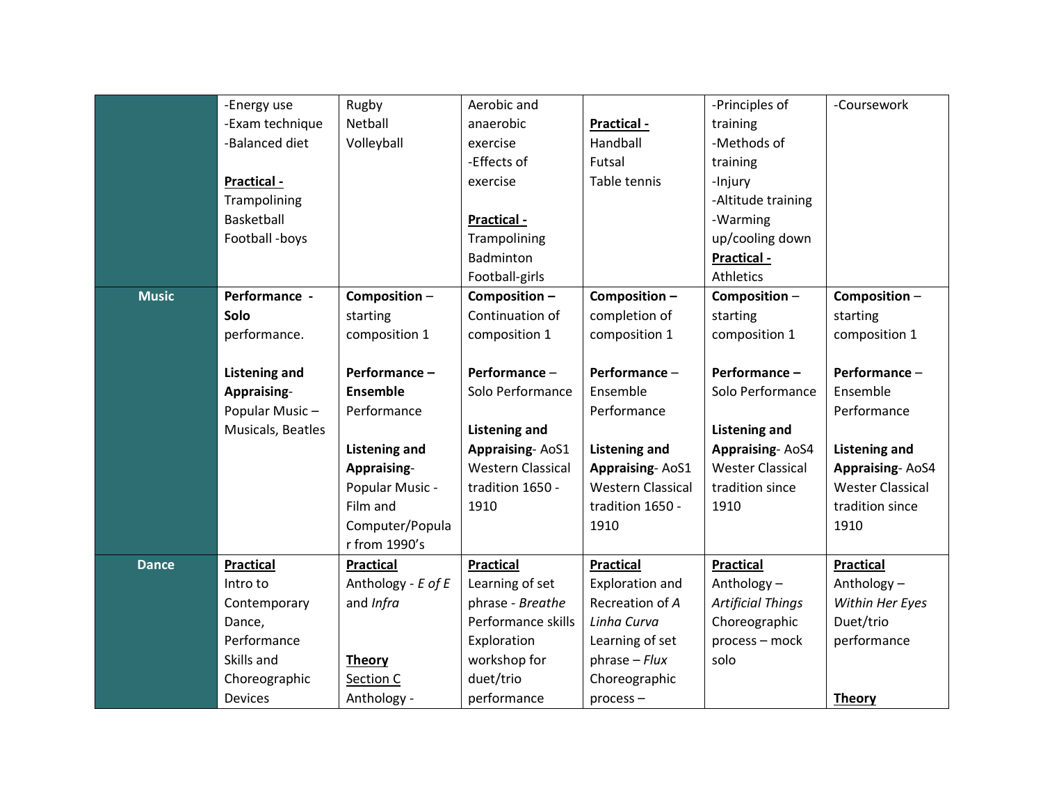| | | | | | | |
|---|---|---|---|---|---|---|
| | -Energy use<br>-Exam technique<br>-Balanced diet<br><br>**Practical -**<br>Trampolining<br>Basketball<br>Football -boys | Rugby<br>Netball<br>Volleyball | Aerobic and anaerobic exercise<br>-Effects of exercise<br><br>**Practical -**<br>Trampolining<br>Badminton<br>Football-girls | **Practical -**<br>Handball<br>Futsal<br>Table tennis | -Principles of training<br>-Methods of training<br>-Injury<br>-Altitude training<br>-Warming up/cooling down<br>**Practical -**<br>Athletics | -Coursework |
| **Music** | **Performance - Solo** performance.<br><br>**Listening and Appraising**- Popular Music – Musicals, Beatles | **Composition** – starting composition 1<br><br>**Performance – Ensemble** Performance<br><br>**Listening and Appraising**- Popular Music - Film and Computer/Popular from 1990's | **Composition –** Continuation of composition 1<br><br>**Performance** – Solo Performance<br><br>**Listening and Appraising**- AoS1 Western Classical tradition 1650 - 1910 | **Composition –** completion of composition 1<br><br>**Performance** – Ensemble Performance<br><br>**Listening and Appraising**- AoS1 Western Classical tradition 1650 - 1910 | **Composition** – starting composition 1<br><br>**Performance –** Solo Performance<br><br>**Listening and Appraising**- AoS4 Wester Classical tradition since 1910 | **Composition** – starting composition 1<br><br>**Performance** – Ensemble Performance<br><br>**Listening and Appraising**- AoS4 Wester Classical tradition since 1910 |
| **Dance** | **Practical**<br>Intro to Contemporary Dance, Performance Skills and Choreographic Devices | **Practical**<br>Anthology - *E of E* and *Infra*<br><br>**Theory**<br>Section C<br>Anthology - | **Practical**<br>Learning of set phrase - *Breathe*<br>Performance skills<br>Exploration workshop for duet/trio performance | **Practical**<br>Exploration and Recreation of *A Linha Curva*<br>Learning of set phrase – *Flux*<br>Choreographic process – | **Practical**<br>Anthology – *Artificial Things*<br>Choreographic process – mock solo | **Practical**<br>Anthology – *Within Her Eyes*<br>Duet/trio performance<br><br>**Theory** |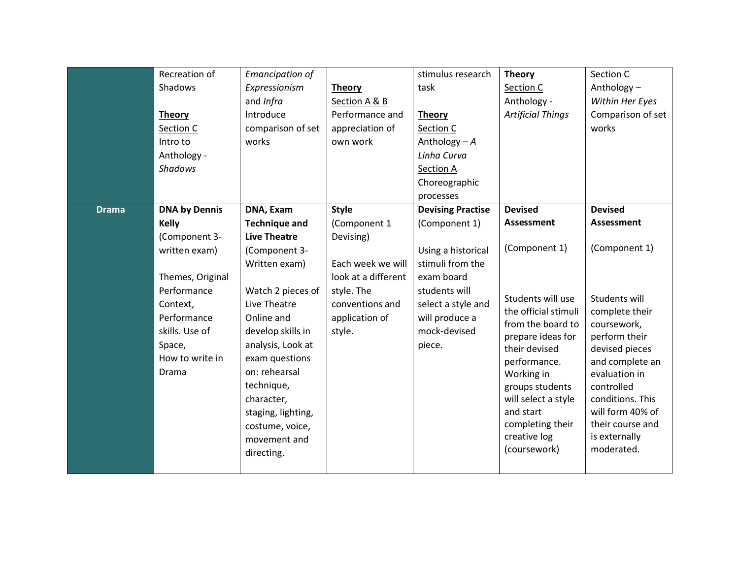| | | | | | | |
|---|---|---|---|---|---|---|
| | Recreation of Shadows<br><br>**Theory**<br>Section C<br>Intro to Anthology - *Shadows* | *Emancipation of Expressionism* and *Infra*<br>Introduce comparison of set works | **Theory**<br>Section A & B<br>Performance and appreciation of own work | stimulus research task<br><br>**Theory**<br>Section C<br>Anthology – *A Linha Curva*<br>Section A<br>Choreographic processes | **Theory**<br>Section C<br>Anthology - *Artificial Things* | Section C<br>Anthology – *Within Her Eyes*<br>Comparison of set works |
| **Drama** | **DNA by Dennis Kelly**<br>(Component 3- written exam)<br><br>Themes, Original Performance Context, Performance skills. Use of Space,<br>How to write in Drama | **DNA, Exam Technique and Live Theatre**<br>(Component 3- Written exam)<br><br>Watch 2 pieces of Live Theatre Online and develop skills in analysis, Look at exam questions on: rehearsal technique, character, staging, lighting, costume, voice, movement and directing. | **Style**<br>(Component 1 Devising)<br><br>Each week we will look at a different style. The conventions and application of style. | **Devising Practise**<br>(Component 1)<br><br>Using a historical stimuli from the exam board students will select a style and will produce a mock-devised piece. | **Devised Assessment**<br><br>(Component 1)<br><br>Students will use the official stimuli from the board to prepare ideas for their devised performance. Working in groups students will select a style and start completing their creative log (coursework) | **Devised Assessment**<br><br>(Component 1)<br><br>Students will complete their coursework, perform their devised pieces and complete an evaluation in controlled conditions. This will form 40% of their course and is externally moderated. |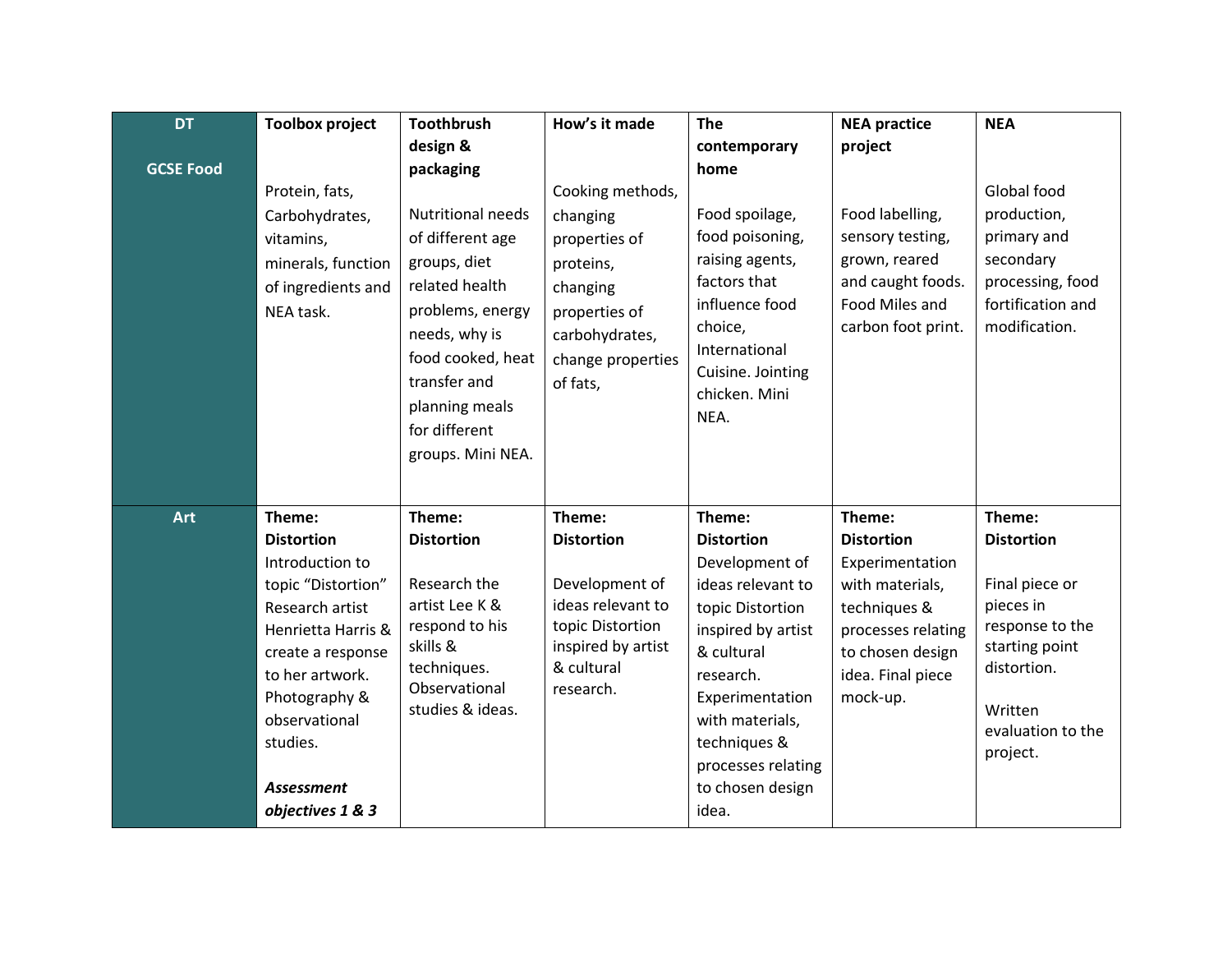| **DT**<br><br>**GCSE Food** | **Toolbox project**<br><br>Protein, fats, Carbohydrates, vitamins, minerals, function of ingredients and NEA task. | **Toothbrush design & packaging**<br><br>Nutritional needs of different age groups, diet related health problems, energy needs, why is food cooked, heat transfer and planning meals for different groups. Mini NEA. | **How's it made**<br><br>Cooking methods, changing properties of proteins, changing properties of carbohydrates, change properties of fats, | **The contemporary home**<br><br>Food spoilage, food poisoning, raising agents, factors that influence food choice, International Cuisine. Jointing chicken. Mini NEA. | **NEA practice project**<br><br>Food labelling, sensory testing, grown, reared and caught foods. Food Miles and carbon foot print. | **NEA**<br><br>Global food production, primary and secondary processing, food fortification and modification. |
|---|---|---|---|---|---|---|
| **Art** | **Theme: Distortion**<br>Introduction to topic "Distortion" Research artist Henrietta Harris & create a response to her artwork. Photography & observational studies.<br><br>***Assessment objectives 1 & 3*** | **Theme: Distortion**<br><br>Research the artist Lee K & respond to his skills & techniques. Observational studies & ideas. | **Theme: Distortion**<br><br>Development of ideas relevant to topic Distortion inspired by artist & cultural research. | **Theme: Distortion**<br>Development of ideas relevant to topic Distortion inspired by artist & cultural research. Experimentation with materials, techniques & processes relating to chosen design idea. | **Theme: Distortion**<br>Experimentation with materials, techniques & processes relating to chosen design idea. Final piece mock-up. | **Theme: Distortion**<br><br>Final piece or pieces in response to the starting point distortion.<br><br>Written evaluation to the project. |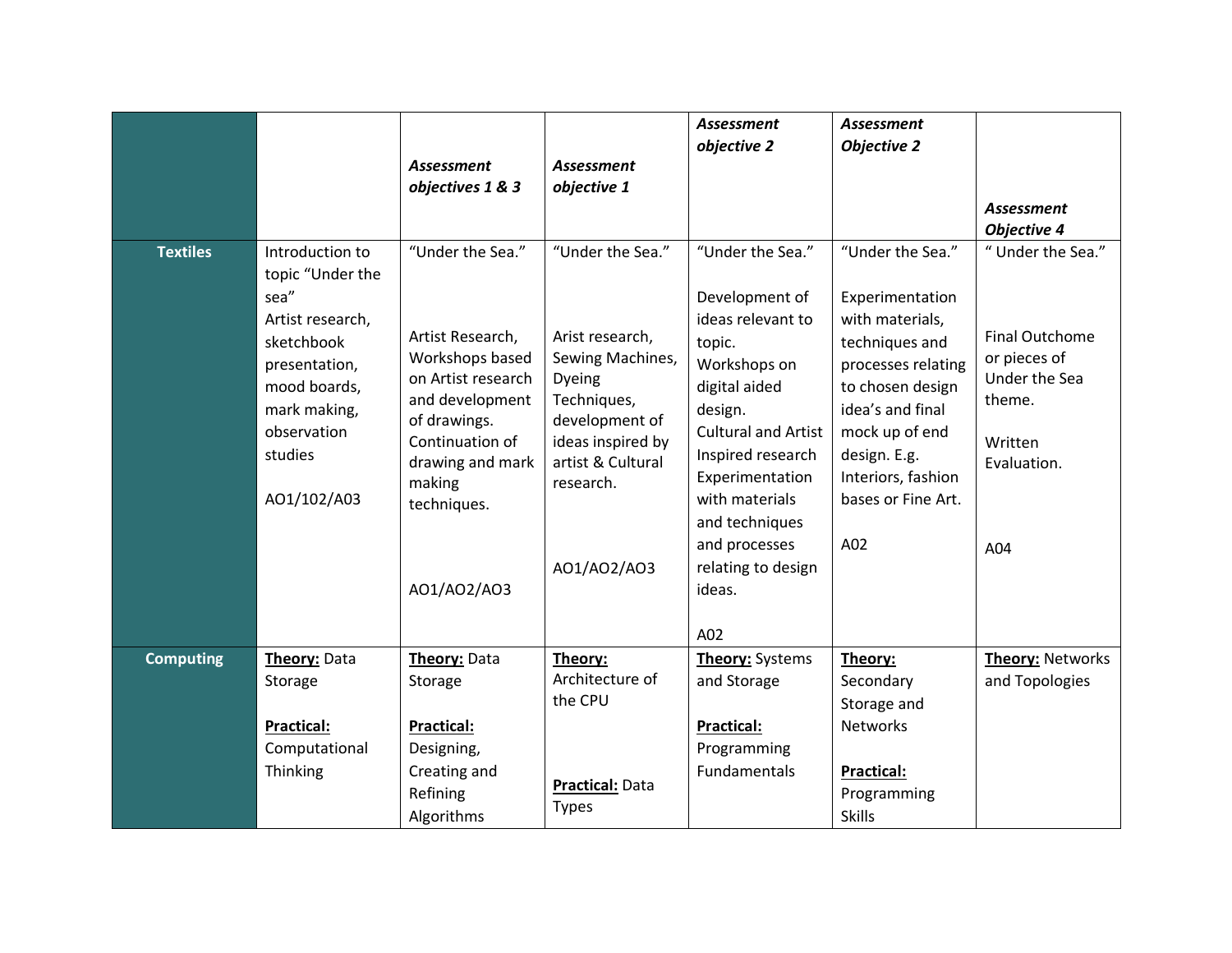| | | *Assessment objectives 1 & 3* | *Assessment objective 1* | *Assessment objective 2* | *Assessment Objective 2* | *Assessment Objective 4* |
|---|---|---|---|---|---|---|
| **Textiles** | Introduction to topic "Under the sea" Artist research, sketchbook presentation, mood boards, mark making, observation studies<br><br>AO1/102/A03 | "Under the Sea."<br><br>Artist Research, Workshops based on Artist research and development of drawings. Continuation of drawing and mark making techniques.<br><br>AO1/AO2/AO3 | "Under the Sea."<br><br>Arist research, Sewing Machines, Dyeing Techniques, development of ideas inspired by artist & Cultural research.<br><br>AO1/AO2/AO3 | "Under the Sea."<br><br>Development of ideas relevant to topic. Workshops on digital aided design. Cultural and Artist Inspired research Experimentation with materials and techniques and processes relating to design ideas.<br><br>A02 | "Under the Sea."<br><br>Experimentation with materials, techniques and processes relating to chosen design idea's and final mock up of end design. E.g. Interiors, fashion bases or Fine Art.<br><br>A02 | " Under the Sea."<br><br>Final Outchome or pieces of Under the Sea theme.<br><br>Written Evaluation.<br><br>A04 |
| **Computing** | **<u>Theory:</u>** Data Storage<br><br>**<u>Practical:</u>** Computational Thinking | **<u>Theory:</u>** Data Storage<br><br>**<u>Practical:</u>** Designing, Creating and Refining Algorithms | **<u>Theory:</u>** Architecture of the CPU<br><br>**<u>Practical:</u>** Data Types | **<u>Theory:</u>** Systems and Storage<br><br>**<u>Practical:</u>** Programming Fundamentals | **<u>Theory:</u>** Secondary Storage and Networks<br><br>**<u>Practical:</u>** Programming Skills | **<u>Theory:</u>** Networks and Topologies |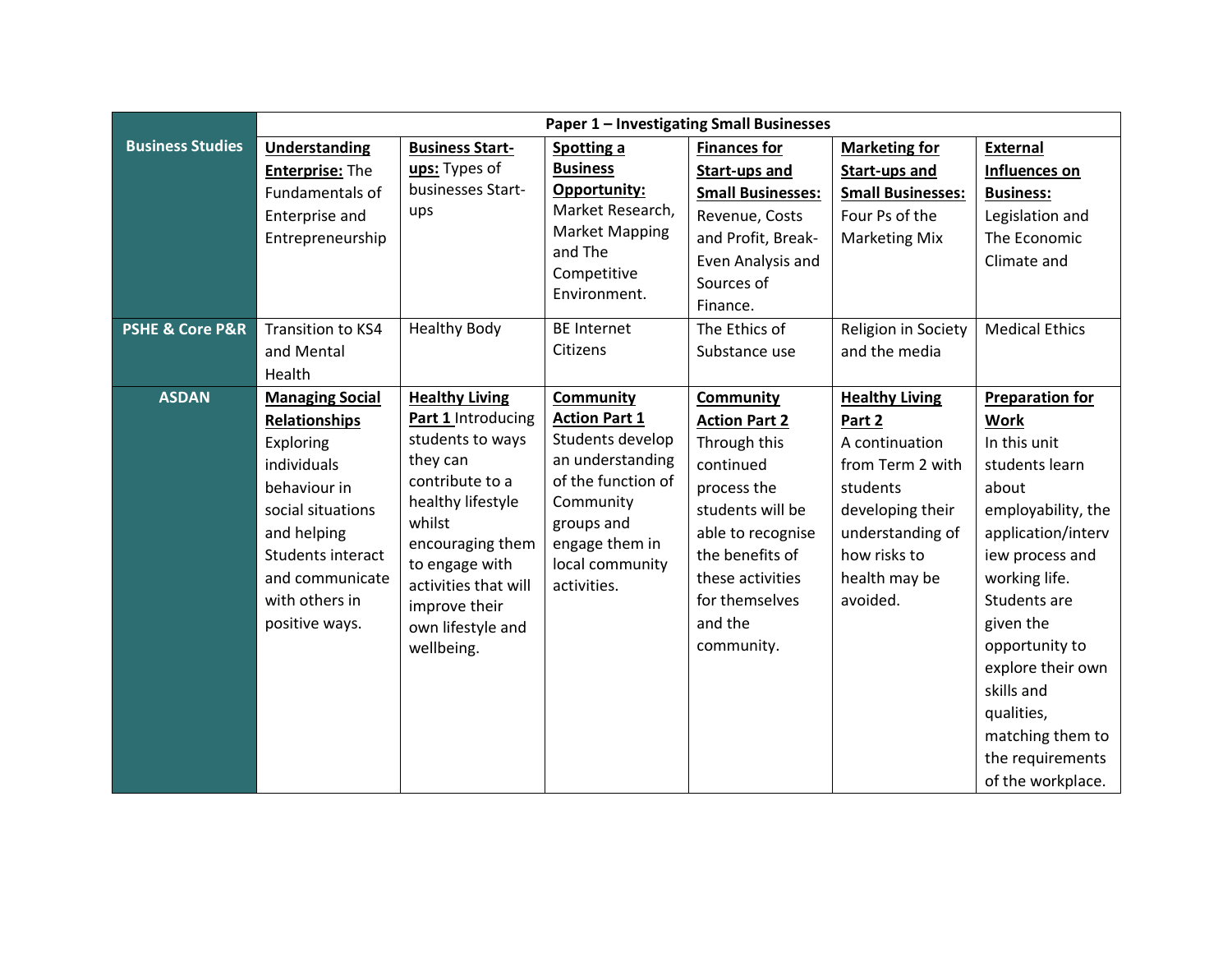| | | | | | | |
|---|---|---|---|---|---|---|
| | Paper 1 – Investigating Small Businesses | | | | | |
| **Business Studies** | **Understanding Enterprise:** The Fundamentals of Enterprise and Entrepreneurship | **Business Start-ups:** Types of businesses Start-ups | **Spotting a Business Opportunity:** Market Research, Market Mapping and The Competitive Environment. | **Finances for Start-ups and Small Businesses:** Revenue, Costs and Profit, Break-Even Analysis and Sources of Finance. | **Marketing for Start-ups and Small Businesses:** Four Ps of the Marketing Mix | **External Influences on Business:** Legislation and The Economic Climate and |
| **PSHE & Core P&R** | Transition to KS4 and Mental Health | Healthy Body | BE Internet Citizens | The Ethics of Substance use | Religion in Society and the media | Medical Ethics |
| **ASDAN** | **Managing Social Relationships** Exploring individuals behaviour in social situations and helping Students interact and communicate with others in positive ways. | **Healthy Living Part 1** Introducing students to ways they can contribute to a healthy lifestyle whilst encouraging them to engage with activities that will improve their own lifestyle and wellbeing. | **Community Action Part 1** Students develop an understanding of the function of Community groups and engage them in local community activities. | **Community Action Part 2** Through this continued process the students will be able to recognise the benefits of these activities for themselves and the community. | **Healthy Living Part 2** A continuation from Term 2 with students developing their understanding of how risks to health may be avoided. | **Preparation for Work** In this unit students learn about employability, the application/interview process and working life. Students are given the opportunity to explore their own skills and qualities, matching them to the requirements of the workplace. |